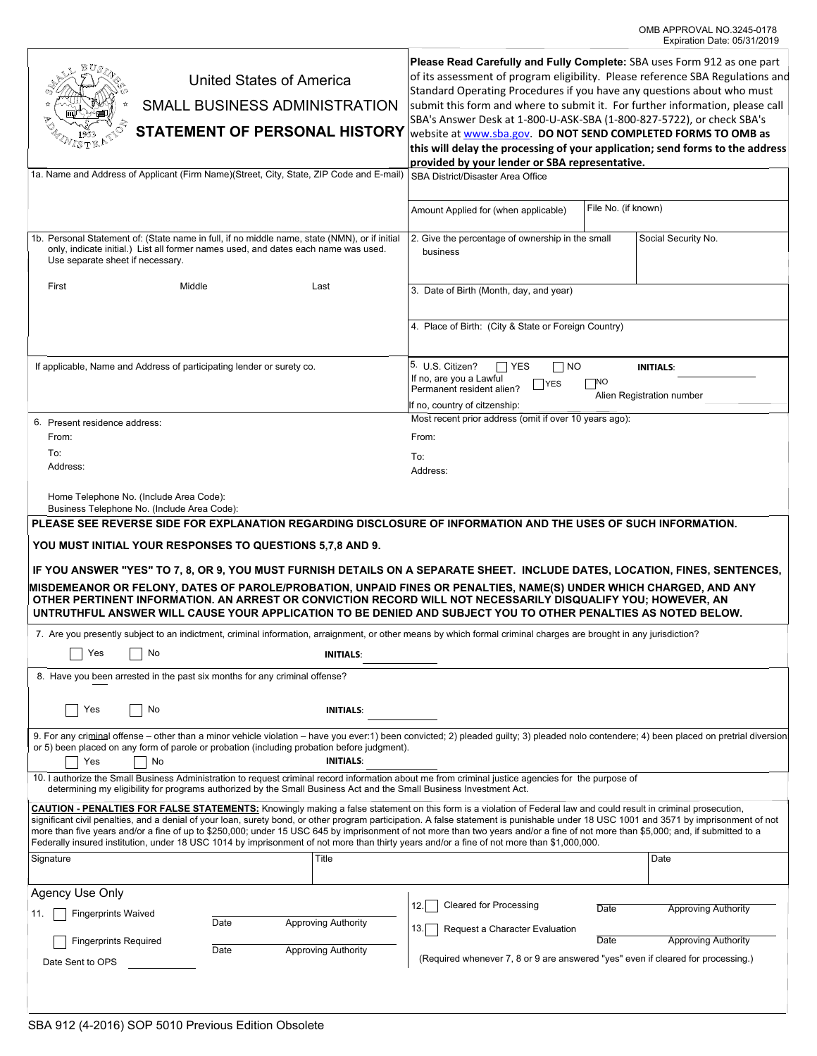OMB APPROVAL NO.3245-0178
Expiration Date: 05/31/2019

# United States of America
## SMALL BUSINESS ADMINISTRATION
## STATEMENT OF PERSONAL HISTORY

**Please Read Carefully and Fully Complete:** SBA uses Form 912 as one part of its assessment of program eligibility. Please reference SBA Regulations and Standard Operating Procedures if you have any questions about who must submit this form and where to submit it. For further information, please call SBA's Answer Desk at 1-800-U-ASK-SBA (1-800-827-5722), or check SBA's website at www.sba.gov. **DO NOT SEND COMPLETED FORMS TO OMB as this will delay the processing of your application; send forms to the address provided by your lender or SBA representative.**

1a. Name and Address of Applicant (Firm Name)(Street, City, State, ZIP Code and E-mail)

SBA District/Disaster Area Office

Amount Applied for (when applicable)

File No. (if known)

1b. Personal Statement of: (State name in full, if no middle name, state (NMN), or if initial only, indicate initial.) List all former names used, and dates each name was used. Use separate sheet if necessary.

First | Middle | Last

2. Give the percentage of ownership in the small business

Social Security No.

3. Date of Birth (Month, day, and year)

4. Place of Birth: (City & State or Foreign Country)

If applicable, Name and Address of participating lender or surety co.

5. U.S. Citizen? ☐ YES ☐ NO **INITIALS**: ________

If no, are you a Lawful Permanent resident alien? ☐ YES ☐ NO

Alien Registration number

If no, country of citizenship:

6. Present residence address:
From:
To:
Address:

Most recent prior address (omit if over 10 years ago):
From:
To:
Address:

Home Telephone No. (Include Area Code):
Business Telephone No. (Include Area Code):

**PLEASE SEE REVERSE SIDE FOR EXPLANATION REGARDING DISCLOSURE OF INFORMATION AND THE USES OF SUCH INFORMATION.**

**YOU MUST INITIAL YOUR RESPONSES TO QUESTIONS 5,7,8 AND 9.**

**IF YOU ANSWER "YES" TO 7, 8, OR 9, YOU MUST FURNISH DETAILS ON A SEPARATE SHEET. INCLUDE DATES, LOCATION, FINES, SENTENCES, MISDEMEANOR OR FELONY, DATES OF PAROLE/PROBATION, UNPAID FINES OR PENALTIES, NAME(S) UNDER WHICH CHARGED, AND ANY OTHER PERTINENT INFORMATION. AN ARREST OR CONVICTION RECORD WILL NOT NECESSARILY DISQUALIFY YOU; HOWEVER, AN UNTRUTHFUL ANSWER WILL CAUSE YOUR APPLICATION TO BE DENIED AND SUBJECT YOU TO OTHER PENALTIES AS NOTED BELOW.**

7. Are you presently subject to an indictment, criminal information, arraignment, or other means by which formal criminal charges are brought in any jurisdiction?

☐ Yes ☐ No **INITIALS**: ________

8. Have you been arrested in the past six months for any criminal offense?

☐ Yes ☐ No **INITIALS**: ________

9. For any criminal offense – other than a minor vehicle violation – have you ever:1) been convicted; 2) pleaded guilty; 3) pleaded nolo contendere; 4) been placed on pretrial diversion or 5) been placed on any form of parole or probation (including probation before judgment).

☐ Yes ☐ No **INITIALS**: ________

10. I authorize the Small Business Administration to request criminal record information about me from criminal justice agencies for the purpose of determining my eligibility for programs authorized by the Small Business Act and the Small Business Investment Act.

**CAUTION - PENALTIES FOR FALSE STATEMENTS:** Knowingly making a false statement on this form is a violation of Federal law and could result in criminal prosecution, significant civil penalties, and a denial of your loan, surety bond, or other program participation. A false statement is punishable under 18 USC 1001 and 3571 by imprisonment of not more than five years and/or a fine of up to $250,000; under 15 USC 645 by imprisonment of not more than two years and/or a fine of not more than $5,000; and, if submitted to a Federally insured institution, under 18 USC 1014 by imprisonment of not more than thirty years and/or a fine of not more than $1,000,000.

| Signature | Title | Date |
|---|---|---|
| | | |

### Agency Use Only

11. ☐ Fingerprints Waived ________ Date ________ Approving Authority

☐ Fingerprints Required ________ Date ________ Approving Authority

Date Sent to OPS ________

12. ☐ Cleared for Processing ________ Date ________ Approving Authority

13. ☐ Request a Character Evaluation ________ Date ________ Approving Authority

(Required whenever 7, 8 or 9 are answered "yes" even if cleared for processing.)

SBA 912 (4-2016) SOP 5010 Previous Edition Obsolete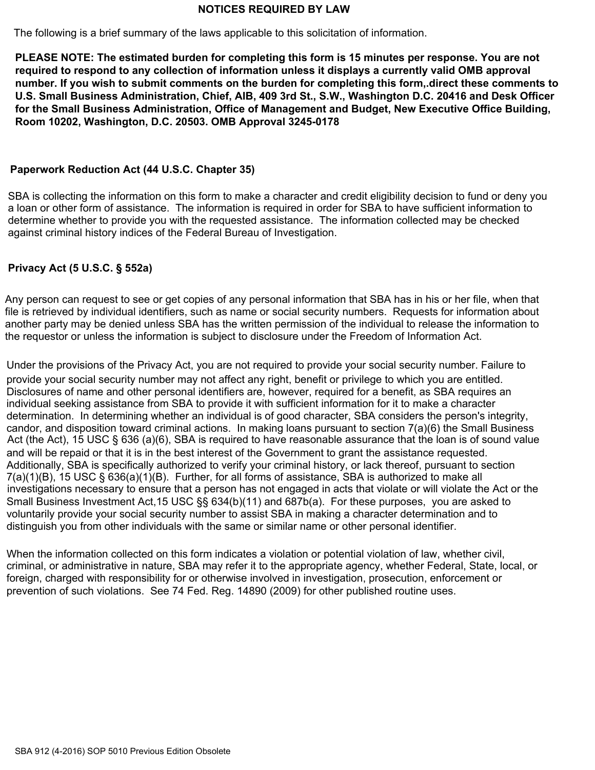# NOTICES REQUIRED BY LAW

The following is a brief summary of the laws applicable to this solicitation of information.

**PLEASE NOTE: The estimated burden for completing this form is 15 minutes per response. You are not required to respond to any collection of information unless it displays a currently valid OMB approval number. If you wish to submit comments on the burden for completing this form,.direct these comments to U.S. Small Business Administration, Chief, AIB, 409 3rd St., S.W., Washington D.C. 20416 and Desk Officer for the Small Business Administration, Office of Management and Budget, New Executive Office Building, Room 10202, Washington, D.C. 20503. OMB Approval 3245-0178**

## Paperwork Reduction Act (44 U.S.C. Chapter 35)

SBA is collecting the information on this form to make a character and credit eligibility decision to fund or deny you a loan or other form of assistance. The information is required in order for SBA to have sufficient information to determine whether to provide you with the requested assistance. The information collected may be checked against criminal history indices of the Federal Bureau of Investigation.

## Privacy Act (5 U.S.C. § 552a)

Any person can request to see or get copies of any personal information that SBA has in his or her file, when that file is retrieved by individual identifiers, such as name or social security numbers. Requests for information about another party may be denied unless SBA has the written permission of the individual to release the information to the requestor or unless the information is subject to disclosure under the Freedom of Information Act.

Under the provisions of the Privacy Act, you are not required to provide your social security number. Failure to provide your social security number may not affect any right, benefit or privilege to which you are entitled. Disclosures of name and other personal identifiers are, however, required for a benefit, as SBA requires an individual seeking assistance from SBA to provide it with sufficient information for it to make a character determination. In determining whether an individual is of good character, SBA considers the person's integrity, candor, and disposition toward criminal actions. In making loans pursuant to section 7(a)(6) the Small Business Act (the Act), 15 USC § 636 (a)(6), SBA is required to have reasonable assurance that the loan is of sound value and will be repaid or that it is in the best interest of the Government to grant the assistance requested. Additionally, SBA is specifically authorized to verify your criminal history, or lack thereof, pursuant to section 7(a)(1)(B), 15 USC § 636(a)(1)(B). Further, for all forms of assistance, SBA is authorized to make all investigations necessary to ensure that a person has not engaged in acts that violate or will violate the Act or the Small Business Investment Act,15 USC §§ 634(b)(11) and 687b(a). For these purposes, you are asked to voluntarily provide your social security number to assist SBA in making a character determination and to distinguish you from other individuals with the same or similar name or other personal identifier.

When the information collected on this form indicates a violation or potential violation of law, whether civil, criminal, or administrative in nature, SBA may refer it to the appropriate agency, whether Federal, State, local, or foreign, charged with responsibility for or otherwise involved in investigation, prosecution, enforcement or prevention of such violations. See 74 Fed. Reg. 14890 (2009) for other published routine uses.

SBA 912 (4-2016) SOP 5010 Previous Edition Obsolete